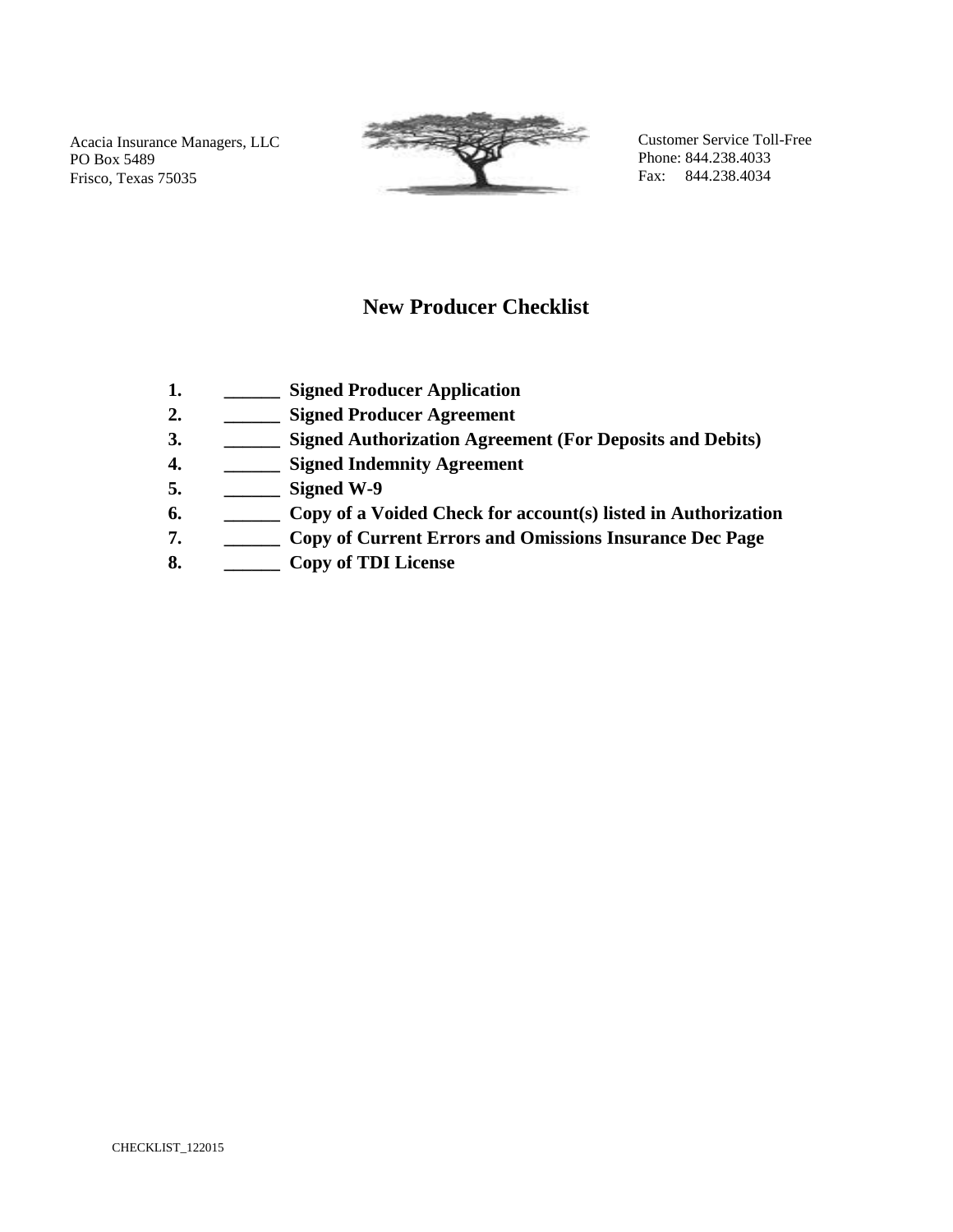Acacia Insurance Managers, LLC
PO Box 5489
Frisco, Texas 75035

Customer Service Toll-Free
Phone: 844.238.4033
Fax: 844.238.4034

# New Producer Checklist

1. ______ **Signed Producer Application**
2. ______ **Signed Producer Agreement**
3. ______ **Signed Authorization Agreement (For Deposits and Debits)**
4. ______ **Signed Indemnity Agreement**
5. ______ **Signed W-9**
6. ______ **Copy of a Voided Check for account(s) listed in Authorization**
7. ______ **Copy of Current Errors and Omissions Insurance Dec Page**
8. ______ **Copy of TDI License**

CHECKLIST_122015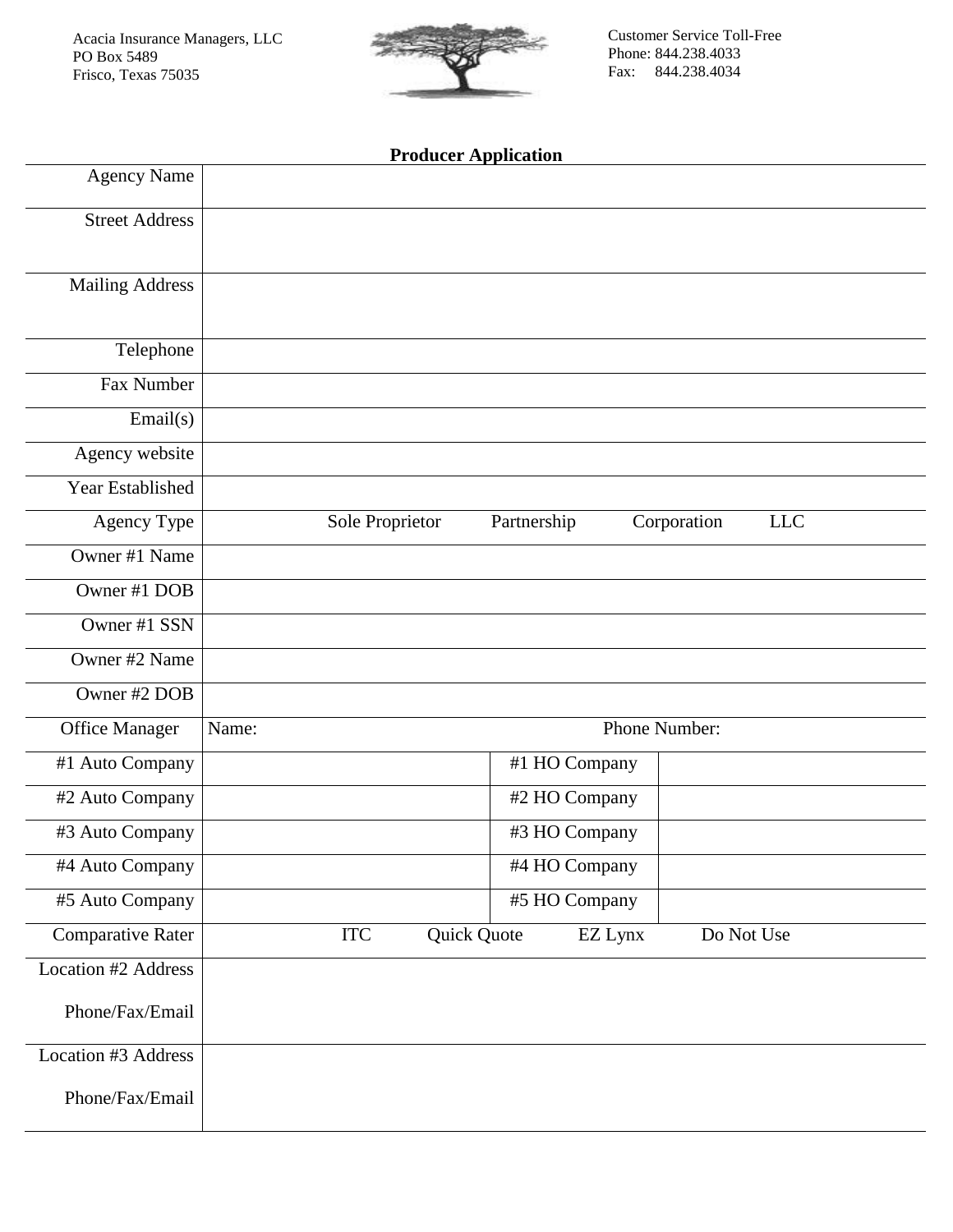Acacia Insurance Managers, LLC
PO Box 5489
Frisco, Texas 75035

Customer Service Toll-Free
Phone: 844.238.4033
Fax: 844.238.4034

## Producer Application

| | | | |
|---|---|---|---|
| Agency Name | | | |
| Street Address | | | |
| Mailing Address | | | |
| Telephone | | | |
| Fax Number | | | |
| Email(s) | | | |
| Agency website | | | |
| Year Established | | | |
| Agency Type | Sole Proprietor Partnership Corporation LLC | | |
| Owner #1 Name | | | |
| Owner #1 DOB | | | |
| Owner #1 SSN | | | |
| Owner #2 Name | | | |
| Owner #2 DOB | | | |
| Office Manager | Name: | Phone Number: | |
| #1 Auto Company | | #1 HO Company | |
| #2 Auto Company | | #2 HO Company | |
| #3 Auto Company | | #3 HO Company | |
| #4 Auto Company | | #4 HO Company | |
| #5 Auto Company | | #5 HO Company | |
| Comparative Rater | ITC Quick Quote EZ Lynx Do Not Use | | |
| Location #2 Address<br>Phone/Fax/Email | | | |
| Location #3 Address<br>Phone/Fax/Email | | | |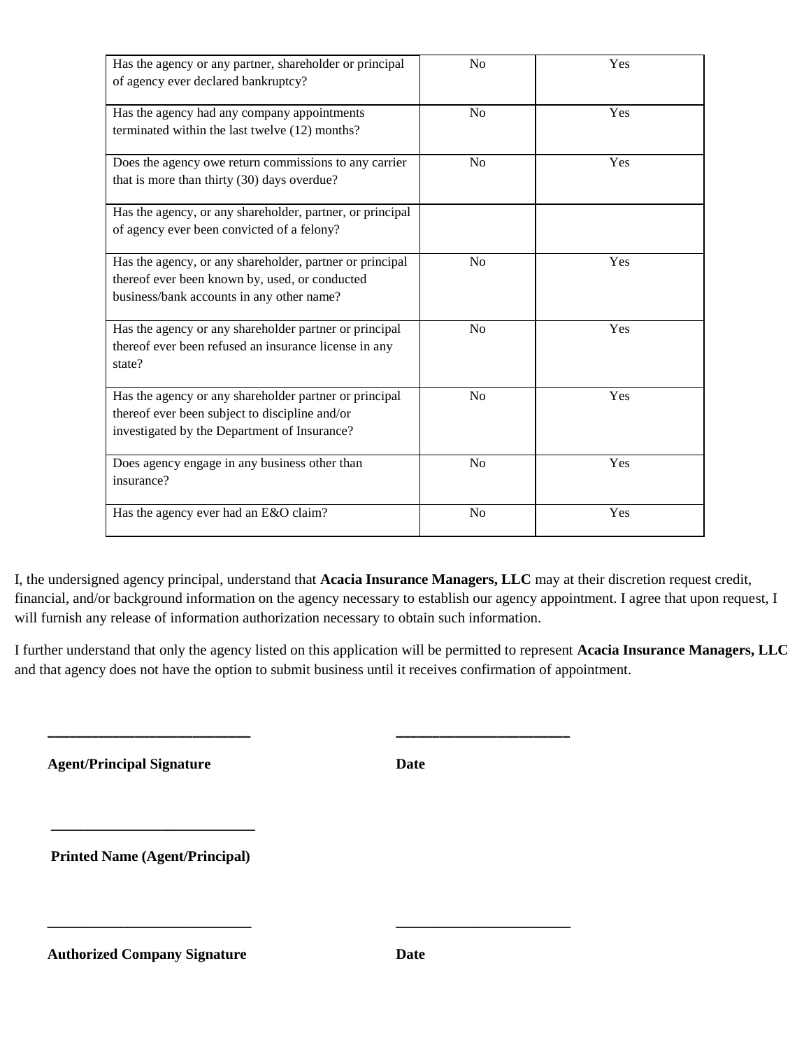| | | |
|---|---|---|
| Has the agency or any partner, shareholder or principal of agency ever declared bankruptcy? | No | Yes |
| Has the agency had any company appointments terminated within the last twelve (12) months? | No | Yes |
| Does the agency owe return commissions to any carrier that is more than thirty (30) days overdue? | No | Yes |
| Has the agency, or any shareholder, partner, or principal of agency ever been convicted of a felony? | | |
| Has the agency, or any shareholder, partner or principal thereof ever been known by, used, or conducted business/bank accounts in any other name? | No | Yes |
| Has the agency or any shareholder partner or principal thereof ever been refused an insurance license in any state? | No | Yes |
| Has the agency or any shareholder partner or principal thereof ever been subject to discipline and/or investigated by the Department of Insurance? | No | Yes |
| Does agency engage in any business other than insurance? | No | Yes |
| Has the agency ever had an E&O claim? | No | Yes |

I, the undersigned agency principal, understand that **Acacia Insurance Managers, LLC** may at their discretion request credit, financial, and/or background information on the agency necessary to establish our agency appointment. I agree that upon request, I will furnish any release of information authorization necessary to obtain such information.

I further understand that only the agency listed on this application will be permitted to represent **Acacia Insurance Managers, LLC** and that agency does not have the option to submit business until it receives confirmation of appointment.

___________________________ ___________________________

**Agent/Principal Signature** **Date**

___________________________

**Printed Name (Agent/Principal)**

___________________________ ___________________________

**Authorized Company Signature** **Date**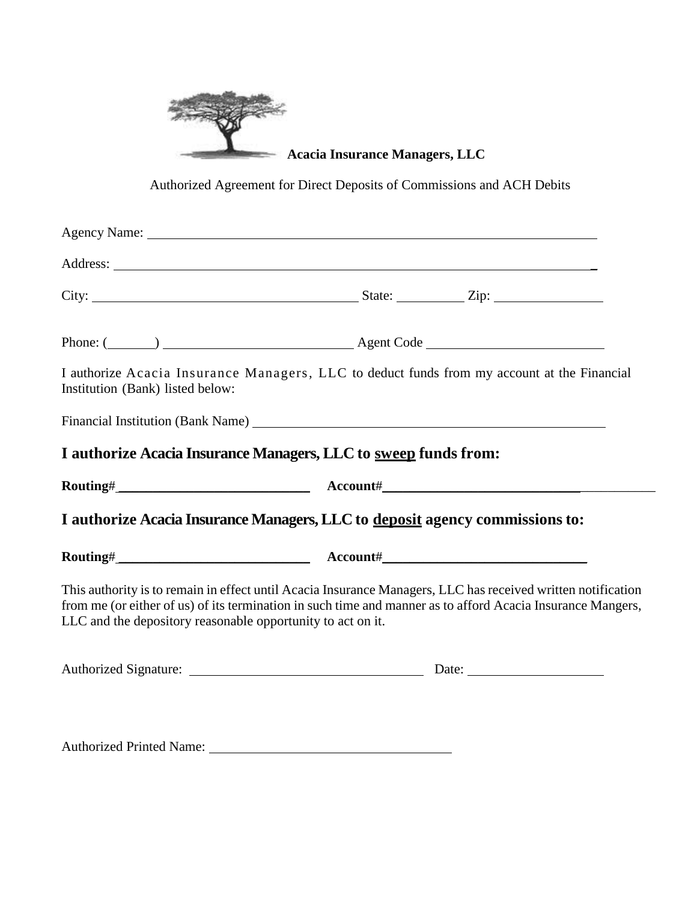**Acacia Insurance Managers, LLC**

Authorized Agreement for Direct Deposits of Commissions and ACH Debits

Agency Name: ______________________________________________________________

Address: ________________________________________________________________

City: ________________________________ State: __________ Zip: _______________

Phone: (______) __________________________ Agent Code _________________________

I authorize Acacia Insurance Managers, LLC to deduct funds from my account at the Financial Institution (Bank) listed below:

Financial Institution (Bank Name) _______________________________________________

## I authorize Acacia Insurance Managers, LLC to <u>sweep</u> funds from:

**Routing#** ____________________________ **Account#** ______________________________

## I authorize Acacia Insurance Managers, LLC to <u>deposit</u> agency commissions to:

**Routing#** ____________________________ **Account#** ______________________________

This authority is to remain in effect until Acacia Insurance Managers, LLC has received written notification from me (or either of us) of its termination in such time and manner as to afford Acacia Insurance Mangers, LLC and the depository reasonable opportunity to act on it.

Authorized Signature: ________________________________ Date: ___________________

Authorized Printed Name: ________________________________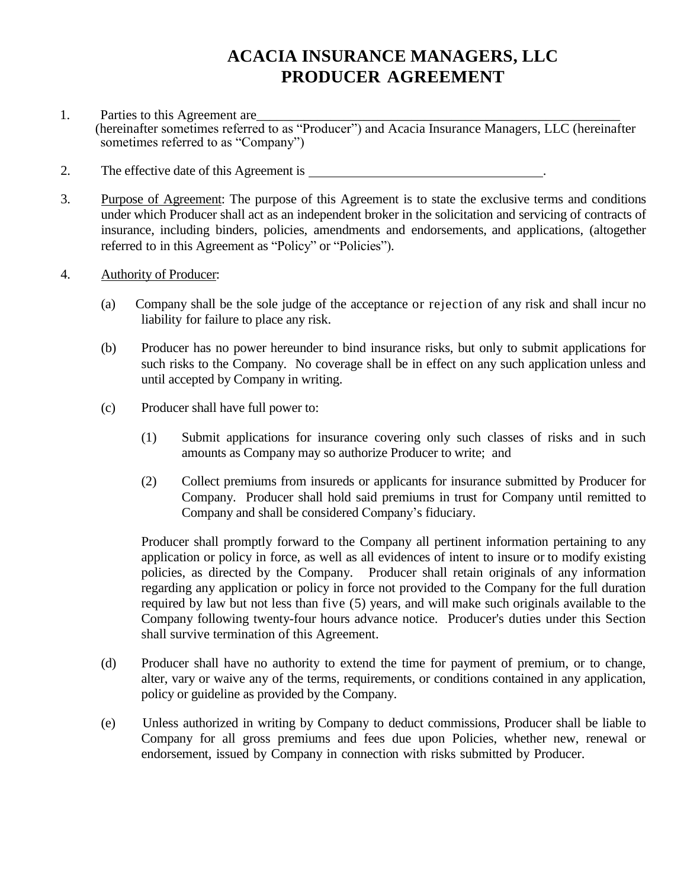# ACACIA INSURANCE MANAGERS, LLC
# PRODUCER AGREEMENT

1. Parties to this Agreement are\_\_\_\_\_\_\_\_\_\_\_\_\_\_\_\_\_\_\_\_\_\_\_\_\_\_\_\_\_\_\_\_\_\_\_\_\_\_\_\_\_\_\_\_\_\_\_\_\_\_\_\_ (hereinafter sometimes referred to as "Producer") and Acacia Insurance Managers, LLC (hereinafter sometimes referred to as "Company")

2. The effective date of this Agreement is \_\_\_\_\_\_\_\_\_\_\_\_\_\_\_\_\_\_\_\_\_\_\_\_\_\_\_\_\_\_\_\_\_\_\_.

3. <u>Purpose of Agreement</u>: The purpose of this Agreement is to state the exclusive terms and conditions under which Producer shall act as an independent broker in the solicitation and servicing of contracts of insurance, including binders, policies, amendments and endorsements, and applications, (altogether referred to in this Agreement as "Policy" or "Policies").

4. <u>Authority of Producer</u>:

   (a) Company shall be the sole judge of the acceptance or rejection of any risk and shall incur no liability for failure to place any risk.

   (b) Producer has no power hereunder to bind insurance risks, but only to submit applications for such risks to the Company. No coverage shall be in effect on any such application unless and until accepted by Company in writing.

   (c) Producer shall have full power to:

      (1) Submit applications for insurance covering only such classes of risks and in such amounts as Company may so authorize Producer to write; and

      (2) Collect premiums from insureds or applicants for insurance submitted by Producer for Company. Producer shall hold said premiums in trust for Company until remitted to Company and shall be considered Company's fiduciary.

   Producer shall promptly forward to the Company all pertinent information pertaining to any application or policy in force, as well as all evidences of intent to insure or to modify existing policies, as directed by the Company. Producer shall retain originals of any information regarding any application or policy in force not provided to the Company for the full duration required by law but not less than five (5) years, and will make such originals available to the Company following twenty-four hours advance notice. Producer's duties under this Section shall survive termination of this Agreement.

   (d) Producer shall have no authority to extend the time for payment of premium, or to change, alter, vary or waive any of the terms, requirements, or conditions contained in any application, policy or guideline as provided by the Company.

   (e) Unless authorized in writing by Company to deduct commissions, Producer shall be liable to Company for all gross premiums and fees due upon Policies, whether new, renewal or endorsement, issued by Company in connection with risks submitted by Producer.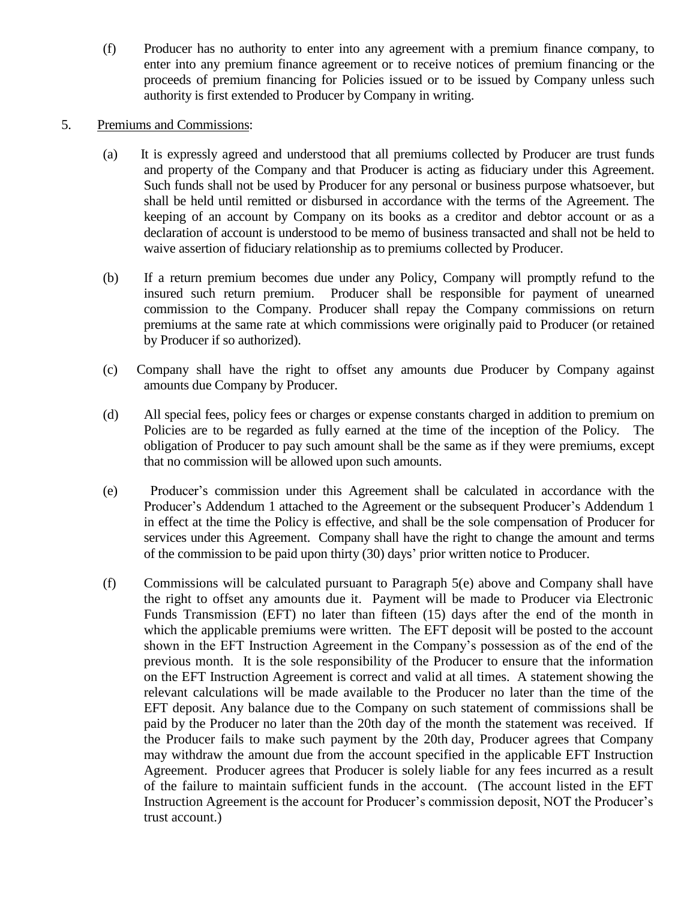(f) Producer has no authority to enter into any agreement with a premium finance company, to enter into any premium finance agreement or to receive notices of premium financing or the proceeds of premium financing for Policies issued or to be issued by Company unless such authority is first extended to Producer by Company in writing.

5. <u>Premiums and Commissions</u>:

(a) It is expressly agreed and understood that all premiums collected by Producer are trust funds and property of the Company and that Producer is acting as fiduciary under this Agreement. Such funds shall not be used by Producer for any personal or business purpose whatsoever, but shall be held until remitted or disbursed in accordance with the terms of the Agreement. The keeping of an account by Company on its books as a creditor and debtor account or as a declaration of account is understood to be memo of business transacted and shall not be held to waive assertion of fiduciary relationship as to premiums collected by Producer.

(b) If a return premium becomes due under any Policy, Company will promptly refund to the insured such return premium. Producer shall be responsible for payment of unearned commission to the Company. Producer shall repay the Company commissions on return premiums at the same rate at which commissions were originally paid to Producer (or retained by Producer if so authorized).

(c) Company shall have the right to offset any amounts due Producer by Company against amounts due Company by Producer.

(d) All special fees, policy fees or charges or expense constants charged in addition to premium on Policies are to be regarded as fully earned at the time of the inception of the Policy. The obligation of Producer to pay such amount shall be the same as if they were premiums, except that no commission will be allowed upon such amounts.

(e) Producer's commission under this Agreement shall be calculated in accordance with the Producer's Addendum 1 attached to the Agreement or the subsequent Producer's Addendum 1 in effect at the time the Policy is effective, and shall be the sole compensation of Producer for services under this Agreement. Company shall have the right to change the amount and terms of the commission to be paid upon thirty (30) days' prior written notice to Producer.

(f) Commissions will be calculated pursuant to Paragraph 5(e) above and Company shall have the right to offset any amounts due it. Payment will be made to Producer via Electronic Funds Transmission (EFT) no later than fifteen (15) days after the end of the month in which the applicable premiums were written. The EFT deposit will be posted to the account shown in the EFT Instruction Agreement in the Company's possession as of the end of the previous month. It is the sole responsibility of the Producer to ensure that the information on the EFT Instruction Agreement is correct and valid at all times. A statement showing the relevant calculations will be made available to the Producer no later than the time of the EFT deposit. Any balance due to the Company on such statement of commissions shall be paid by the Producer no later than the 20th day of the month the statement was received. If the Producer fails to make such payment by the 20th day, Producer agrees that Company may withdraw the amount due from the account specified in the applicable EFT Instruction Agreement. Producer agrees that Producer is solely liable for any fees incurred as a result of the failure to maintain sufficient funds in the account. (The account listed in the EFT Instruction Agreement is the account for Producer's commission deposit, NOT the Producer's trust account.)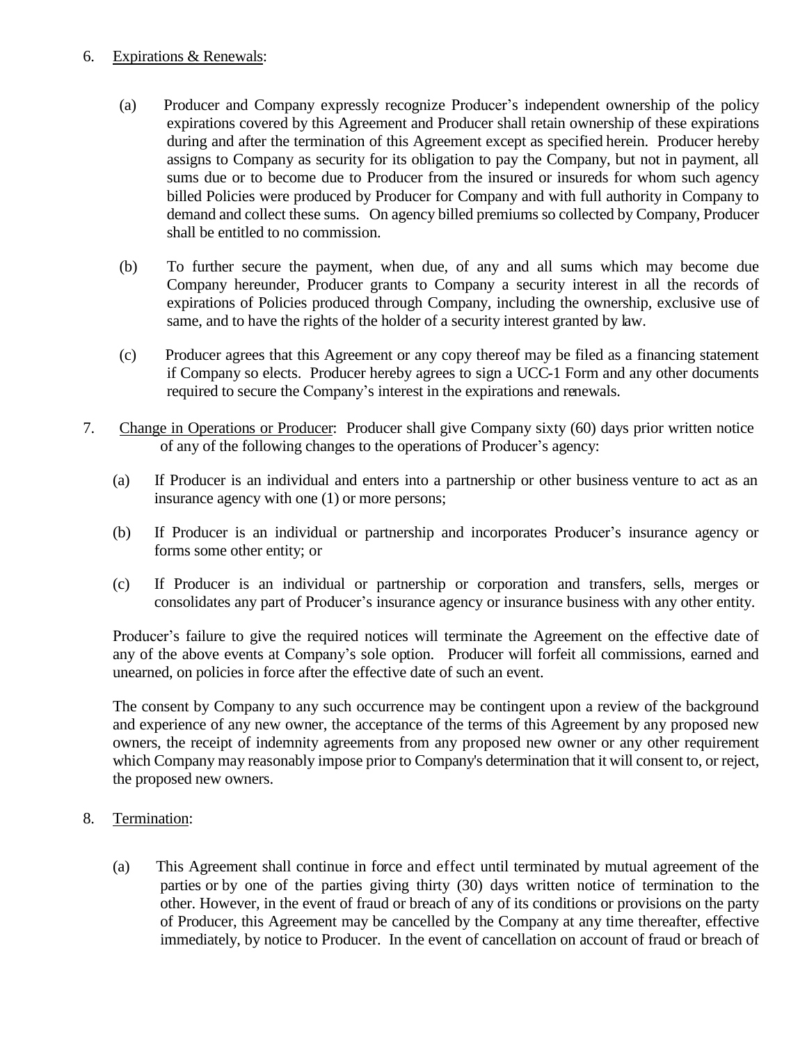6. <u>Expirations & Renewals</u>:

   (a) Producer and Company expressly recognize Producer's independent ownership of the policy expirations covered by this Agreement and Producer shall retain ownership of these expirations during and after the termination of this Agreement except as specified herein. Producer hereby assigns to Company as security for its obligation to pay the Company, but not in payment, all sums due or to become due to Producer from the insured or insureds for whom such agency billed Policies were produced by Producer for Company and with full authority in Company to demand and collect these sums. On agency billed premiums so collected by Company, Producer shall be entitled to no commission.

   (b) To further secure the payment, when due, of any and all sums which may become due Company hereunder, Producer grants to Company a security interest in all the records of expirations of Policies produced through Company, including the ownership, exclusive use of same, and to have the rights of the holder of a security interest granted by law.

   (c) Producer agrees that this Agreement or any copy thereof may be filed as a financing statement if Company so elects. Producer hereby agrees to sign a UCC-1 Form and any other documents required to secure the Company's interest in the expirations and renewals.

7. <u>Change in Operations or Producer</u>: Producer shall give Company sixty (60) days prior written notice of any of the following changes to the operations of Producer's agency:

   (a) If Producer is an individual and enters into a partnership or other business venture to act as an insurance agency with one (1) or more persons;

   (b) If Producer is an individual or partnership and incorporates Producer's insurance agency or forms some other entity; or

   (c) If Producer is an individual or partnership or corporation and transfers, sells, merges or consolidates any part of Producer's insurance agency or insurance business with any other entity.

   Producer's failure to give the required notices will terminate the Agreement on the effective date of any of the above events at Company's sole option. Producer will forfeit all commissions, earned and unearned, on policies in force after the effective date of such an event.

   The consent by Company to any such occurrence may be contingent upon a review of the background and experience of any new owner, the acceptance of the terms of this Agreement by any proposed new owners, the receipt of indemnity agreements from any proposed new owner or any other requirement which Company may reasonably impose prior to Company's determination that it will consent to, or reject, the proposed new owners.

8. <u>Termination</u>:

   (a) This Agreement shall continue in force and effect until terminated by mutual agreement of the parties or by one of the parties giving thirty (30) days written notice of termination to the other. However, in the event of fraud or breach of any of its conditions or provisions on the party of Producer, this Agreement may be cancelled by the Company at any time thereafter, effective immediately, by notice to Producer. In the event of cancellation on account of fraud or breach of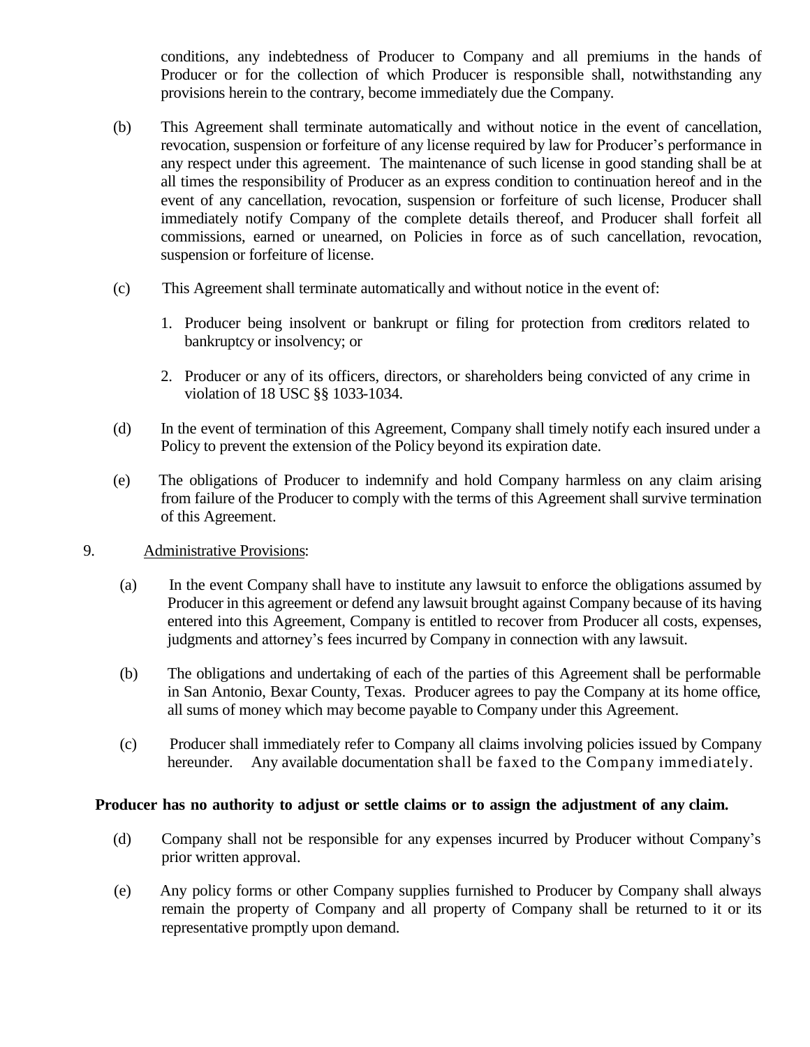conditions, any indebtedness of Producer to Company and all premiums in the hands of Producer or for the collection of which Producer is responsible shall, notwithstanding any provisions herein to the contrary, become immediately due the Company.

(b) This Agreement shall terminate automatically and without notice in the event of cancellation, revocation, suspension or forfeiture of any license required by law for Producer's performance in any respect under this agreement. The maintenance of such license in good standing shall be at all times the responsibility of Producer as an express condition to continuation hereof and in the event of any cancellation, revocation, suspension or forfeiture of such license, Producer shall immediately notify Company of the complete details thereof, and Producer shall forfeit all commissions, earned or unearned, on Policies in force as of such cancellation, revocation, suspension or forfeiture of license.

(c) This Agreement shall terminate automatically and without notice in the event of:

1. Producer being insolvent or bankrupt or filing for protection from creditors related to bankruptcy or insolvency; or
2. Producer or any of its officers, directors, or shareholders being convicted of any crime in violation of 18 USC §§ 1033-1034.

(d) In the event of termination of this Agreement, Company shall timely notify each insured under a Policy to prevent the extension of the Policy beyond its expiration date.

(e) The obligations of Producer to indemnify and hold Company harmless on any claim arising from failure of the Producer to comply with the terms of this Agreement shall survive termination of this Agreement.

9. Administrative Provisions:

(a) In the event Company shall have to institute any lawsuit to enforce the obligations assumed by Producer in this agreement or defend any lawsuit brought against Company because of its having entered into this Agreement, Company is entitled to recover from Producer all costs, expenses, judgments and attorney's fees incurred by Company in connection with any lawsuit.

(b) The obligations and undertaking of each of the parties of this Agreement shall be performable in San Antonio, Bexar County, Texas. Producer agrees to pay the Company at its home office, all sums of money which may become payable to Company under this Agreement.

(c) Producer shall immediately refer to Company all claims involving policies issued by Company hereunder. Any available documentation shall be faxed to the Company immediately.

**Producer has no authority to adjust or settle claims or to assign the adjustment of any claim.**

(d) Company shall not be responsible for any expenses incurred by Producer without Company's prior written approval.

(e) Any policy forms or other Company supplies furnished to Producer by Company shall always remain the property of Company and all property of Company shall be returned to it or its representative promptly upon demand.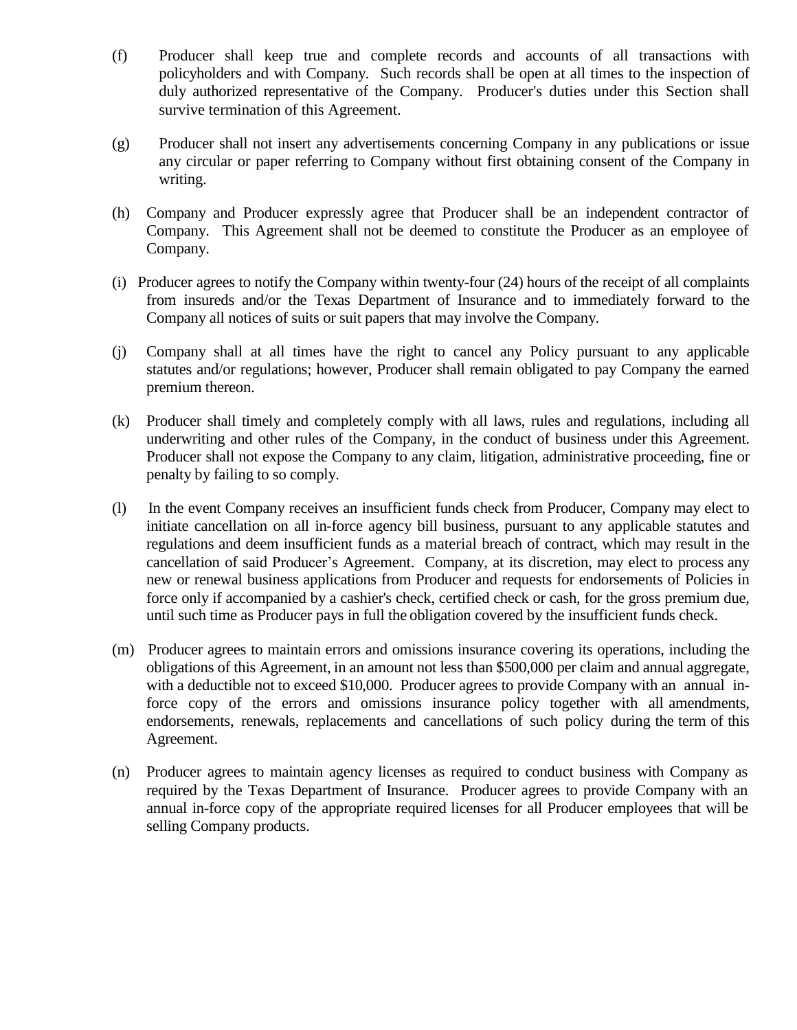(f) Producer shall keep true and complete records and accounts of all transactions with policyholders and with Company. Such records shall be open at all times to the inspection of duly authorized representative of the Company. Producer's duties under this Section shall survive termination of this Agreement.

(g) Producer shall not insert any advertisements concerning Company in any publications or issue any circular or paper referring to Company without first obtaining consent of the Company in writing.

(h) Company and Producer expressly agree that Producer shall be an independent contractor of Company. This Agreement shall not be deemed to constitute the Producer as an employee of Company.

(i) Producer agrees to notify the Company within twenty-four (24) hours of the receipt of all complaints from insureds and/or the Texas Department of Insurance and to immediately forward to the Company all notices of suits or suit papers that may involve the Company.

(j) Company shall at all times have the right to cancel any Policy pursuant to any applicable statutes and/or regulations; however, Producer shall remain obligated to pay Company the earned premium thereon.

(k) Producer shall timely and completely comply with all laws, rules and regulations, including all underwriting and other rules of the Company, in the conduct of business under this Agreement. Producer shall not expose the Company to any claim, litigation, administrative proceeding, fine or penalty by failing to so comply.

(l) In the event Company receives an insufficient funds check from Producer, Company may elect to initiate cancellation on all in-force agency bill business, pursuant to any applicable statutes and regulations and deem insufficient funds as a material breach of contract, which may result in the cancellation of said Producer's Agreement. Company, at its discretion, may elect to process any new or renewal business applications from Producer and requests for endorsements of Policies in force only if accompanied by a cashier's check, certified check or cash, for the gross premium due, until such time as Producer pays in full the obligation covered by the insufficient funds check.

(m) Producer agrees to maintain errors and omissions insurance covering its operations, including the obligations of this Agreement, in an amount not less than $500,000 per claim and annual aggregate, with a deductible not to exceed $10,000. Producer agrees to provide Company with an annual in-force copy of the errors and omissions insurance policy together with all amendments, endorsements, renewals, replacements and cancellations of such policy during the term of this Agreement.

(n) Producer agrees to maintain agency licenses as required to conduct business with Company as required by the Texas Department of Insurance. Producer agrees to provide Company with an annual in-force copy of the appropriate required licenses for all Producer employees that will be selling Company products.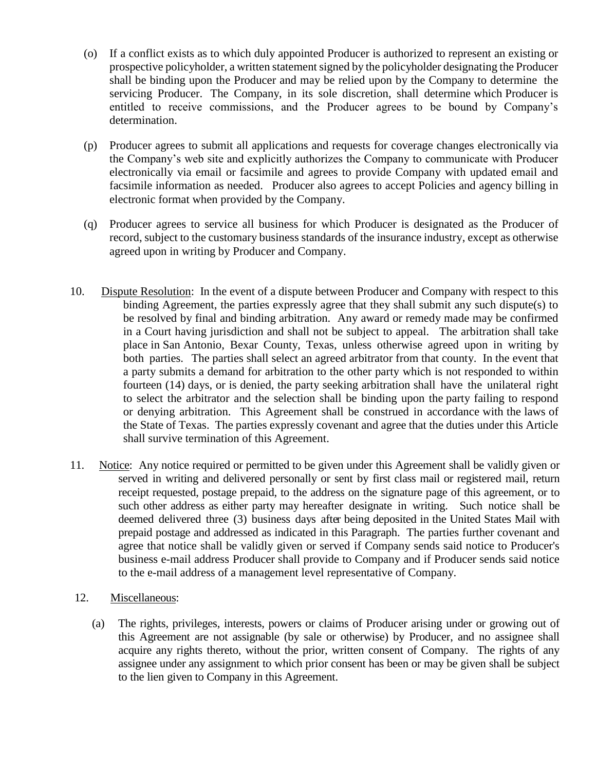(o) If a conflict exists as to which duly appointed Producer is authorized to represent an existing or prospective policyholder, a written statement signed by the policyholder designating the Producer shall be binding upon the Producer and may be relied upon by the Company to determine the servicing Producer. The Company, in its sole discretion, shall determine which Producer is entitled to receive commissions, and the Producer agrees to be bound by Company's determination.

(p) Producer agrees to submit all applications and requests for coverage changes electronically via the Company's web site and explicitly authorizes the Company to communicate with Producer electronically via email or facsimile and agrees to provide Company with updated email and facsimile information as needed. Producer also agrees to accept Policies and agency billing in electronic format when provided by the Company.

(q) Producer agrees to service all business for which Producer is designated as the Producer of record, subject to the customary business standards of the insurance industry, except as otherwise agreed upon in writing by Producer and Company.

10. <u>Dispute Resolution</u>: In the event of a dispute between Producer and Company with respect to this binding Agreement, the parties expressly agree that they shall submit any such dispute(s) to be resolved by final and binding arbitration. Any award or remedy made may be confirmed in a Court having jurisdiction and shall not be subject to appeal. The arbitration shall take place in San Antonio, Bexar County, Texas, unless otherwise agreed upon in writing by both parties. The parties shall select an agreed arbitrator from that county. In the event that a party submits a demand for arbitration to the other party which is not responded to within fourteen (14) days, or is denied, the party seeking arbitration shall have the unilateral right to select the arbitrator and the selection shall be binding upon the party failing to respond or denying arbitration. This Agreement shall be construed in accordance with the laws of the State of Texas. The parties expressly covenant and agree that the duties under this Article shall survive termination of this Agreement.

11. <u>Notice</u>: Any notice required or permitted to be given under this Agreement shall be validly given or served in writing and delivered personally or sent by first class mail or registered mail, return receipt requested, postage prepaid, to the address on the signature page of this agreement, or to such other address as either party may hereafter designate in writing. Such notice shall be deemed delivered three (3) business days after being deposited in the United States Mail with prepaid postage and addressed as indicated in this Paragraph. The parties further covenant and agree that notice shall be validly given or served if Company sends said notice to Producer's business e-mail address Producer shall provide to Company and if Producer sends said notice to the e-mail address of a management level representative of Company.

12. <u>Miscellaneous</u>:

(a) The rights, privileges, interests, powers or claims of Producer arising under or growing out of this Agreement are not assignable (by sale or otherwise) by Producer, and no assignee shall acquire any rights thereto, without the prior, written consent of Company. The rights of any assignee under any assignment to which prior consent has been or may be given shall be subject to the lien given to Company in this Agreement.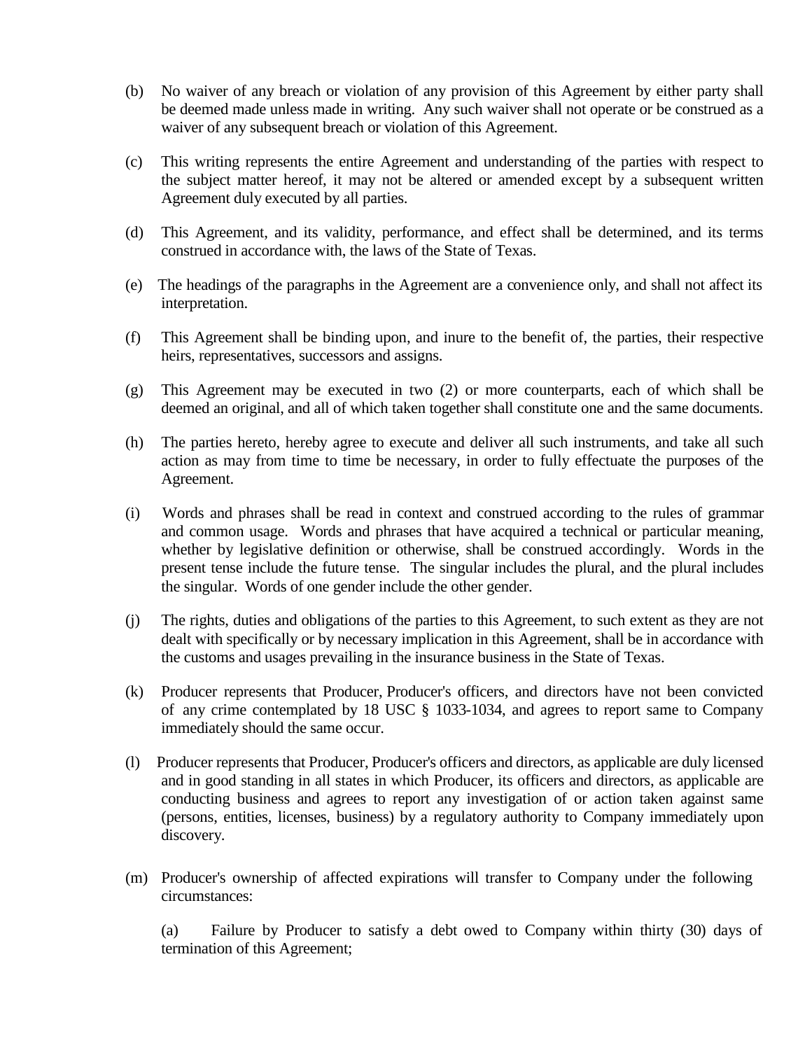(b) No waiver of any breach or violation of any provision of this Agreement by either party shall be deemed made unless made in writing. Any such waiver shall not operate or be construed as a waiver of any subsequent breach or violation of this Agreement.

(c) This writing represents the entire Agreement and understanding of the parties with respect to the subject matter hereof, it may not be altered or amended except by a subsequent written Agreement duly executed by all parties.

(d) This Agreement, and its validity, performance, and effect shall be determined, and its terms construed in accordance with, the laws of the State of Texas.

(e) The headings of the paragraphs in the Agreement are a convenience only, and shall not affect its interpretation.

(f) This Agreement shall be binding upon, and inure to the benefit of, the parties, their respective heirs, representatives, successors and assigns.

(g) This Agreement may be executed in two (2) or more counterparts, each of which shall be deemed an original, and all of which taken together shall constitute one and the same documents.

(h) The parties hereto, hereby agree to execute and deliver all such instruments, and take all such action as may from time to time be necessary, in order to fully effectuate the purposes of the Agreement.

(i) Words and phrases shall be read in context and construed according to the rules of grammar and common usage. Words and phrases that have acquired a technical or particular meaning, whether by legislative definition or otherwise, shall be construed accordingly. Words in the present tense include the future tense. The singular includes the plural, and the plural includes the singular. Words of one gender include the other gender.

(j) The rights, duties and obligations of the parties to this Agreement, to such extent as they are not dealt with specifically or by necessary implication in this Agreement, shall be in accordance with the customs and usages prevailing in the insurance business in the State of Texas.

(k) Producer represents that Producer, Producer's officers, and directors have not been convicted of any crime contemplated by 18 USC § 1033-1034, and agrees to report same to Company immediately should the same occur.

(l) Producer represents that Producer, Producer's officers and directors, as applicable are duly licensed and in good standing in all states in which Producer, its officers and directors, as applicable are conducting business and agrees to report any investigation of or action taken against same (persons, entities, licenses, business) by a regulatory authority to Company immediately upon discovery.

(m) Producer's ownership of affected expirations will transfer to Company under the following circumstances:

(a) Failure by Producer to satisfy a debt owed to Company within thirty (30) days of termination of this Agreement;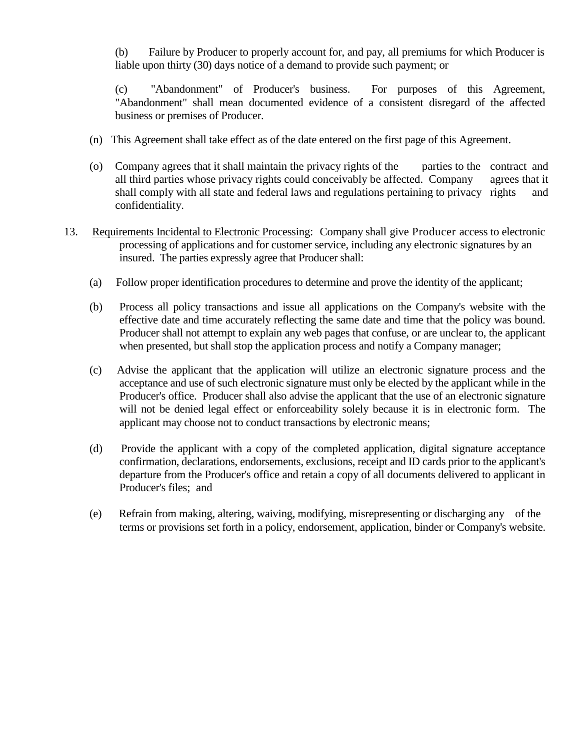(b) Failure by Producer to properly account for, and pay, all premiums for which Producer is liable upon thirty (30) days notice of a demand to provide such payment; or

(c) "Abandonment" of Producer's business. For purposes of this Agreement, "Abandonment" shall mean documented evidence of a consistent disregard of the affected business or premises of Producer.

(n) This Agreement shall take effect as of the date entered on the first page of this Agreement.

(o) Company agrees that it shall maintain the privacy rights of the parties to the contract and all third parties whose privacy rights could conceivably be affected. Company agrees that it shall comply with all state and federal laws and regulations pertaining to privacy rights and confidentiality.

13. Requirements Incidental to Electronic Processing: Company shall give Producer access to electronic processing of applications and for customer service, including any electronic signatures by an insured. The parties expressly agree that Producer shall:

(a) Follow proper identification procedures to determine and prove the identity of the applicant;

(b) Process all policy transactions and issue all applications on the Company's website with the effective date and time accurately reflecting the same date and time that the policy was bound. Producer shall not attempt to explain any web pages that confuse, or are unclear to, the applicant when presented, but shall stop the application process and notify a Company manager;

(c) Advise the applicant that the application will utilize an electronic signature process and the acceptance and use of such electronic signature must only be elected by the applicant while in the Producer's office. Producer shall also advise the applicant that the use of an electronic signature will not be denied legal effect or enforceability solely because it is in electronic form. The applicant may choose not to conduct transactions by electronic means;

(d) Provide the applicant with a copy of the completed application, digital signature acceptance confirmation, declarations, endorsements, exclusions, receipt and ID cards prior to the applicant's departure from the Producer's office and retain a copy of all documents delivered to applicant in Producer's files; and

(e) Refrain from making, altering, waiving, modifying, misrepresenting or discharging any of the terms or provisions set forth in a policy, endorsement, application, binder or Company's website.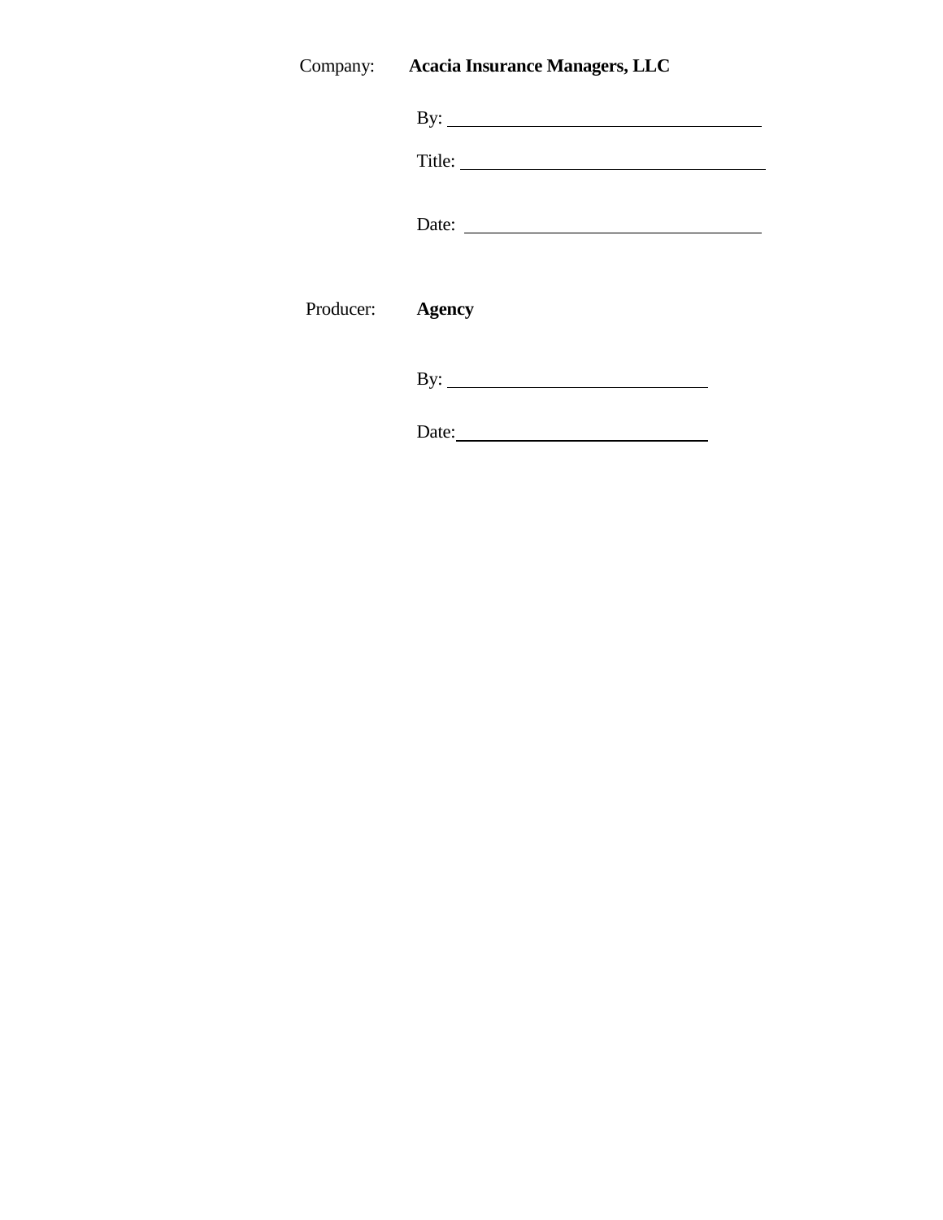Company: **Acacia Insurance Managers, LLC**

By: ______________________________

Title: ______________________________

Date: ______________________________

Producer: **Agency**

By: ____________________________

Date: ____________________________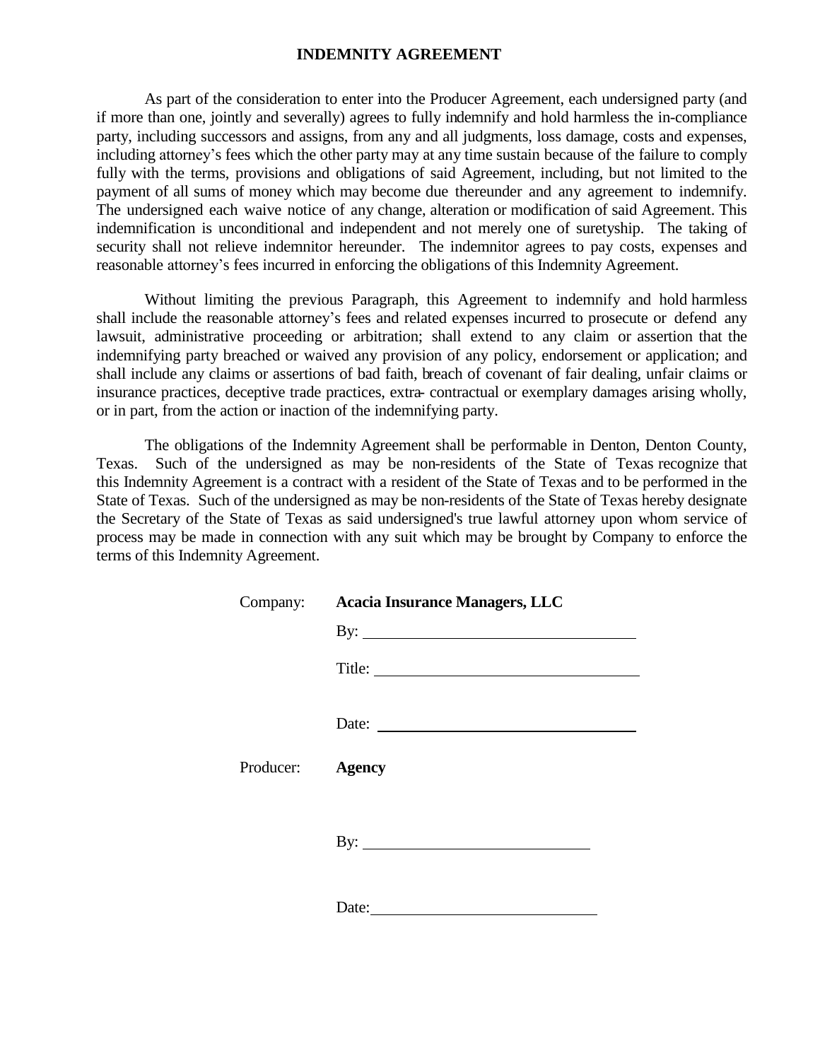## INDEMNITY AGREEMENT

As part of the consideration to enter into the Producer Agreement, each undersigned party (and if more than one, jointly and severally) agrees to fully indemnify and hold harmless the in-compliance party, including successors and assigns, from any and all judgments, loss damage, costs and expenses, including attorney's fees which the other party may at any time sustain because of the failure to comply fully with the terms, provisions and obligations of said Agreement, including, but not limited to the payment of all sums of money which may become due thereunder and any agreement to indemnify. The undersigned each waive notice of any change, alteration or modification of said Agreement. This indemnification is unconditional and independent and not merely one of suretyship. The taking of security shall not relieve indemnitor hereunder. The indemnitor agrees to pay costs, expenses and reasonable attorney's fees incurred in enforcing the obligations of this Indemnity Agreement.

Without limiting the previous Paragraph, this Agreement to indemnify and hold harmless shall include the reasonable attorney's fees and related expenses incurred to prosecute or defend any lawsuit, administrative proceeding or arbitration; shall extend to any claim or assertion that the indemnifying party breached or waived any provision of any policy, endorsement or application; and shall include any claims or assertions of bad faith, breach of covenant of fair dealing, unfair claims or insurance practices, deceptive trade practices, extra- contractual or exemplary damages arising wholly, or in part, from the action or inaction of the indemnifying party.

The obligations of the Indemnity Agreement shall be performable in Denton, Denton County, Texas. Such of the undersigned as may be non-residents of the State of Texas recognize that this Indemnity Agreement is a contract with a resident of the State of Texas and to be performed in the State of Texas. Such of the undersigned as may be non-residents of the State of Texas hereby designate the Secretary of the State of Texas as said undersigned's true lawful attorney upon whom service of process may be made in connection with any suit which may be brought by Company to enforce the terms of this Indemnity Agreement.

Company: **Acacia Insurance Managers, LLC**

By: ______________________________

Title: ______________________________

Date: ______________________________

Producer: **Agency**

By: ______________________________

Date: ______________________________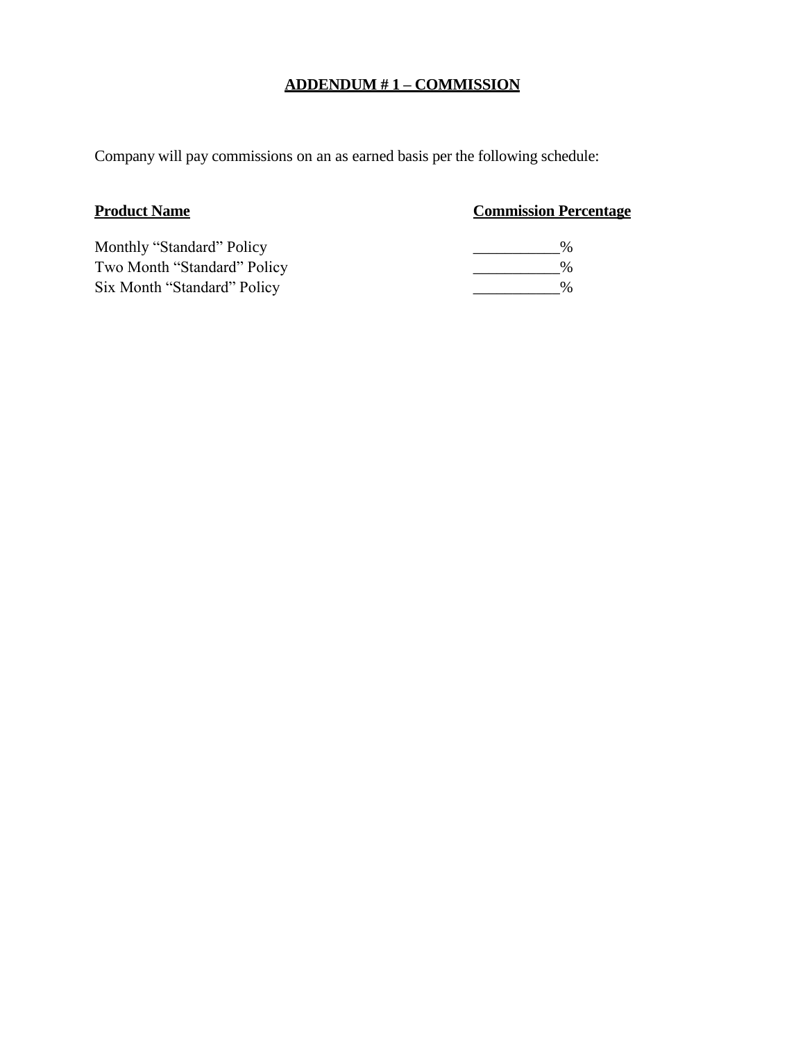**ADDENDUM # 1 – COMMISSION**

Company will pay commissions on an as earned basis per the following schedule:

| **Product Name** | **Commission Percentage** |
| --- | --- |
| Monthly "Standard" Policy | ___________% |
| Two Month "Standard" Policy | ___________% |
| Six Month "Standard" Policy | ___________% |